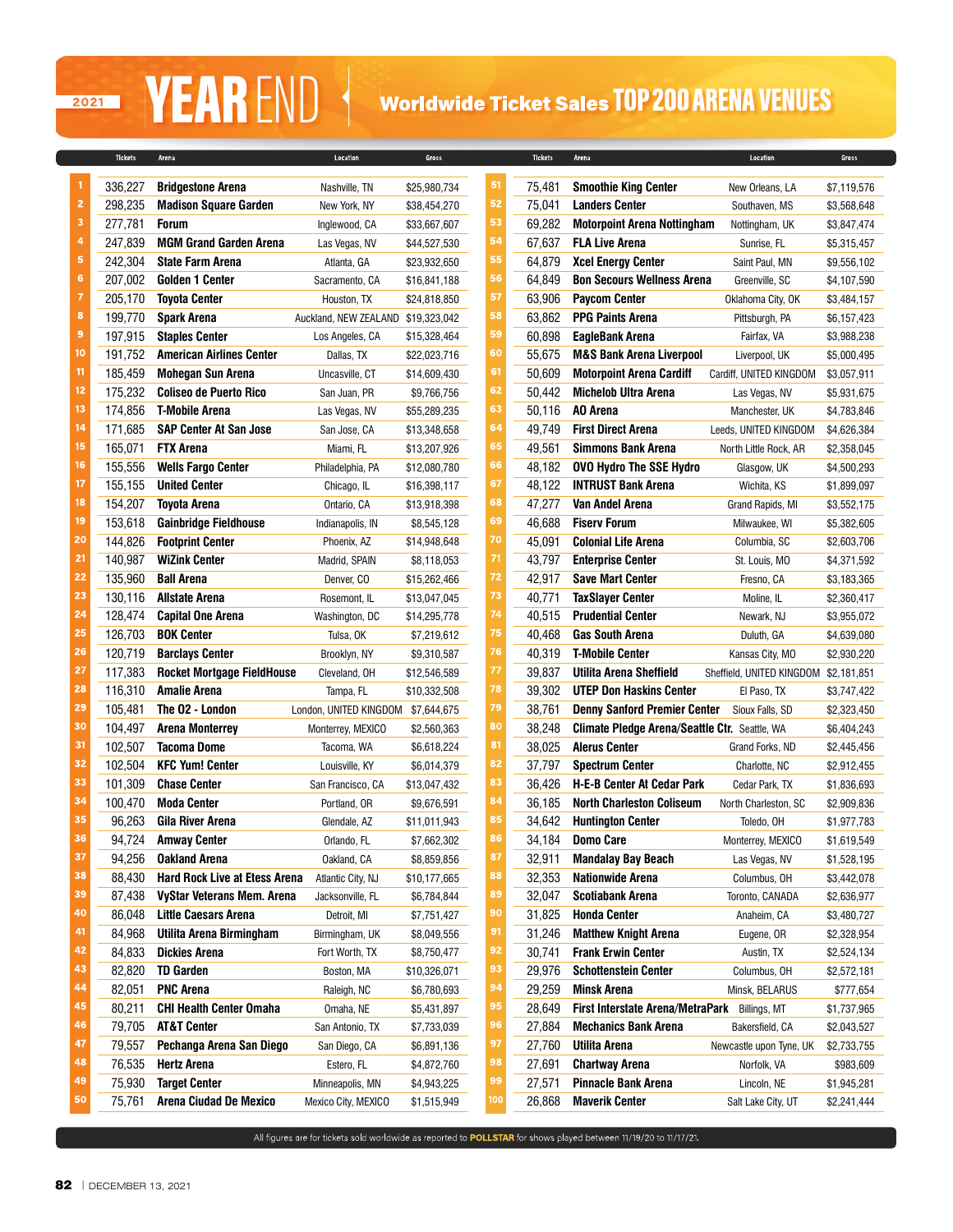# 2021 YEAR END | Worldwide Ticket Sales TOP 200 ARENA VENUES

| Rank | Tickets | Arena | Location | Gross |
|---|---|---|---|---|
| 1 | 336,227 | **Bridgestone Arena** | Nashville, TN | $25,980,734 |
| 2 | 298,235 | **Madison Square Garden** | New York, NY | $38,454,270 |
| 3 | 277,781 | **Forum** | Inglewood, CA | $33,667,607 |
| 4 | 247,839 | **MGM Grand Garden Arena** | Las Vegas, NV | $44,527,530 |
| 5 | 242,304 | **State Farm Arena** | Atlanta, GA | $23,932,650 |
| 6 | 207,002 | **Golden 1 Center** | Sacramento, CA | $16,841,188 |
| 7 | 205,170 | **Toyota Center** | Houston, TX | $24,818,850 |
| 8 | 199,770 | **Spark Arena** | Auckland, NEW ZEALAND | $19,323,042 |
| 9 | 197,915 | **Staples Center** | Los Angeles, CA | $15,328,464 |
| 10 | 191,752 | **American Airlines Center** | Dallas, TX | $22,023,716 |
| 11 | 185,459 | **Mohegan Sun Arena** | Uncasville, CT | $14,609,430 |
| 12 | 175,232 | **Coliseo de Puerto Rico** | San Juan, PR | $9,766,756 |
| 13 | 174,856 | **T-Mobile Arena** | Las Vegas, NV | $55,289,235 |
| 14 | 171,685 | **SAP Center At San Jose** | San Jose, CA | $13,348,658 |
| 15 | 165,071 | **FTX Arena** | Miami, FL | $13,207,926 |
| 16 | 155,556 | **Wells Fargo Center** | Philadelphia, PA | $12,080,780 |
| 17 | 155,155 | **United Center** | Chicago, IL | $16,398,117 |
| 18 | 154,207 | **Toyota Arena** | Ontario, CA | $13,918,398 |
| 19 | 153,618 | **Gainbridge Fieldhouse** | Indianapolis, IN | $8,545,128 |
| 20 | 144,826 | **Footprint Center** | Phoenix, AZ | $14,948,648 |
| 21 | 140,987 | **WiZink Center** | Madrid, SPAIN | $8,118,053 |
| 22 | 135,960 | **Ball Arena** | Denver, CO | $15,262,466 |
| 23 | 130,116 | **Allstate Arena** | Rosemont, IL | $13,047,045 |
| 24 | 128,474 | **Capital One Arena** | Washington, DC | $14,295,778 |
| 25 | 126,703 | **BOK Center** | Tulsa, OK | $7,219,612 |
| 26 | 120,719 | **Barclays Center** | Brooklyn, NY | $9,310,587 |
| 27 | 117,383 | **Rocket Mortgage FieldHouse** | Cleveland, OH | $12,546,589 |
| 28 | 116,310 | **Amalie Arena** | Tampa, FL | $10,332,508 |
| 29 | 105,481 | **The O2 - London** | London, UNITED KINGDOM | $7,644,675 |
| 30 | 104,497 | **Arena Monterrey** | Monterrey, MEXICO | $2,560,363 |
| 31 | 102,507 | **Tacoma Dome** | Tacoma, WA | $6,618,224 |
| 32 | 102,504 | **KFC Yum! Center** | Louisville, KY | $6,014,379 |
| 33 | 101,309 | **Chase Center** | San Francisco, CA | $13,047,432 |
| 34 | 100,470 | **Moda Center** | Portland, OR | $9,676,591 |
| 35 | 96,263 | **Gila River Arena** | Glendale, AZ | $11,011,943 |
| 36 | 94,724 | **Amway Center** | Orlando, FL | $7,662,302 |
| 37 | 94,256 | **Oakland Arena** | Oakland, CA | $8,859,856 |
| 38 | 88,430 | **Hard Rock Live at Etess Arena** | Atlantic City, NJ | $10,177,665 |
| 39 | 87,438 | **VyStar Veterans Mem. Arena** | Jacksonville, FL | $6,784,844 |
| 40 | 86,048 | **Little Caesars Arena** | Detroit, MI | $7,751,427 |
| 41 | 84,968 | **Utilita Arena Birmingham** | Birmingham, UK | $8,049,556 |
| 42 | 84,833 | **Dickies Arena** | Fort Worth, TX | $8,750,477 |
| 43 | 82,820 | **TD Garden** | Boston, MA | $10,326,071 |
| 44 | 82,051 | **PNC Arena** | Raleigh, NC | $6,780,693 |
| 45 | 80,211 | **CHI Health Center Omaha** | Omaha, NE | $5,431,897 |
| 46 | 79,705 | **AT&T Center** | San Antonio, TX | $7,733,039 |
| 47 | 79,557 | **Pechanga Arena San Diego** | San Diego, CA | $6,891,136 |
| 48 | 76,535 | **Hertz Arena** | Estero, FL | $4,872,760 |
| 49 | 75,930 | **Target Center** | Minneapolis, MN | $4,943,225 |
| 50 | 75,761 | **Arena Ciudad De Mexico** | Mexico City, MEXICO | $1,515,949 |
| 51 | 75,481 | **Smoothie King Center** | New Orleans, LA | $7,119,576 |
| 52 | 75,041 | **Landers Center** | Southaven, MS | $3,568,648 |
| 53 | 69,282 | **Motorpoint Arena Nottingham** | Nottingham, UK | $3,847,474 |
| 54 | 67,637 | **FLA Live Arena** | Sunrise, FL | $5,315,457 |
| 55 | 64,879 | **Xcel Energy Center** | Saint Paul, MN | $9,556,102 |
| 56 | 64,849 | **Bon Secours Wellness Arena** | Greenville, SC | $4,107,590 |
| 57 | 63,906 | **Paycom Center** | Oklahoma City, OK | $3,484,157 |
| 58 | 63,862 | **PPG Paints Arena** | Pittsburgh, PA | $6,157,423 |
| 59 | 60,898 | **EagleBank Arena** | Fairfax, VA | $3,988,238 |
| 60 | 55,675 | **M&S Bank Arena Liverpool** | Liverpool, UK | $5,000,495 |
| 61 | 50,609 | **Motorpoint Arena Cardiff** | Cardiff, UNITED KINGDOM | $3,057,911 |
| 62 | 50,442 | **Michelob Ultra Arena** | Las Vegas, NV | $5,931,675 |
| 63 | 50,116 | **AO Arena** | Manchester, UK | $4,783,846 |
| 64 | 49,749 | **First Direct Arena** | Leeds, UNITED KINGDOM | $4,626,384 |
| 65 | 49,561 | **Simmons Bank Arena** | North Little Rock, AR | $2,358,045 |
| 66 | 48,182 | **OVO Hydro The SSE Hydro** | Glasgow, UK | $4,500,293 |
| 67 | 48,122 | **INTRUST Bank Arena** | Wichita, KS | $1,899,097 |
| 68 | 47,277 | **Van Andel Arena** | Grand Rapids, MI | $3,552,175 |
| 69 | 46,688 | **Fiserv Forum** | Milwaukee, WI | $5,382,605 |
| 70 | 45,091 | **Colonial Life Arena** | Columbia, SC | $2,603,706 |
| 71 | 43,797 | **Enterprise Center** | St. Louis, MO | $4,371,592 |
| 72 | 42,917 | **Save Mart Center** | Fresno, CA | $3,183,365 |
| 73 | 40,771 | **TaxSlayer Center** | Moline, IL | $2,360,417 |
| 74 | 40,515 | **Prudential Center** | Newark, NJ | $3,955,072 |
| 75 | 40,468 | **Gas South Arena** | Duluth, GA | $4,639,080 |
| 76 | 40,319 | **T-Mobile Center** | Kansas City, MO | $2,930,220 |
| 77 | 39,837 | **Utilita Arena Sheffield** | Sheffield, UNITED KINGDOM | $2,181,851 |
| 78 | 39,302 | **UTEP Don Haskins Center** | El Paso, TX | $3,747,422 |
| 79 | 38,761 | **Denny Sanford Premier Center** | Sioux Falls, SD | $2,323,450 |
| 80 | 38,248 | **Climate Pledge Arena/Seattle Ctr.** | Seattle, WA | $6,404,243 |
| 81 | 38,025 | **Alerus Center** | Grand Forks, ND | $2,445,456 |
| 82 | 37,797 | **Spectrum Center** | Charlotte, NC | $2,912,455 |
| 83 | 36,426 | **H-E-B Center At Cedar Park** | Cedar Park, TX | $1,836,693 |
| 84 | 36,185 | **North Charleston Coliseum** | North Charleston, SC | $2,909,836 |
| 85 | 34,642 | **Huntington Center** | Toledo, OH | $1,977,783 |
| 86 | 34,184 | **Domo Care** | Monterrey, MEXICO | $1,619,549 |
| 87 | 32,911 | **Mandalay Bay Beach** | Las Vegas, NV | $1,528,195 |
| 88 | 32,353 | **Nationwide Arena** | Columbus, OH | $3,442,078 |
| 89 | 32,047 | **Scotiabank Arena** | Toronto, CANADA | $2,636,977 |
| 90 | 31,825 | **Honda Center** | Anaheim, CA | $3,480,727 |
| 91 | 31,246 | **Matthew Knight Arena** | Eugene, OR | $2,328,954 |
| 92 | 30,741 | **Frank Erwin Center** | Austin, TX | $2,524,134 |
| 93 | 29,976 | **Schottenstein Center** | Columbus, OH | $2,572,181 |
| 94 | 29,259 | **Minsk Arena** | Minsk, BELARUS | $777,654 |
| 95 | 28,649 | **First Interstate Arena/MetraPark** | Billings, MT | $1,737,965 |
| 96 | 27,884 | **Mechanics Bank Arena** | Bakersfield, CA | $2,043,527 |
| 97 | 27,760 | **Utilita Arena** | Newcastle upon Tyne, UK | $2,733,755 |
| 98 | 27,691 | **Chartway Arena** | Norfolk, VA | $983,609 |
| 99 | 27,571 | **Pinnacle Bank Arena** | Lincoln, NE | $1,945,281 |
| 100 | 26,868 | **Maverik Center** | Salt Lake City, UT | $2,241,444 |

All figures are for tickets sold worldwide as reported to **POLLSTAR** for shows played between 11/19/20 to 11/17/21.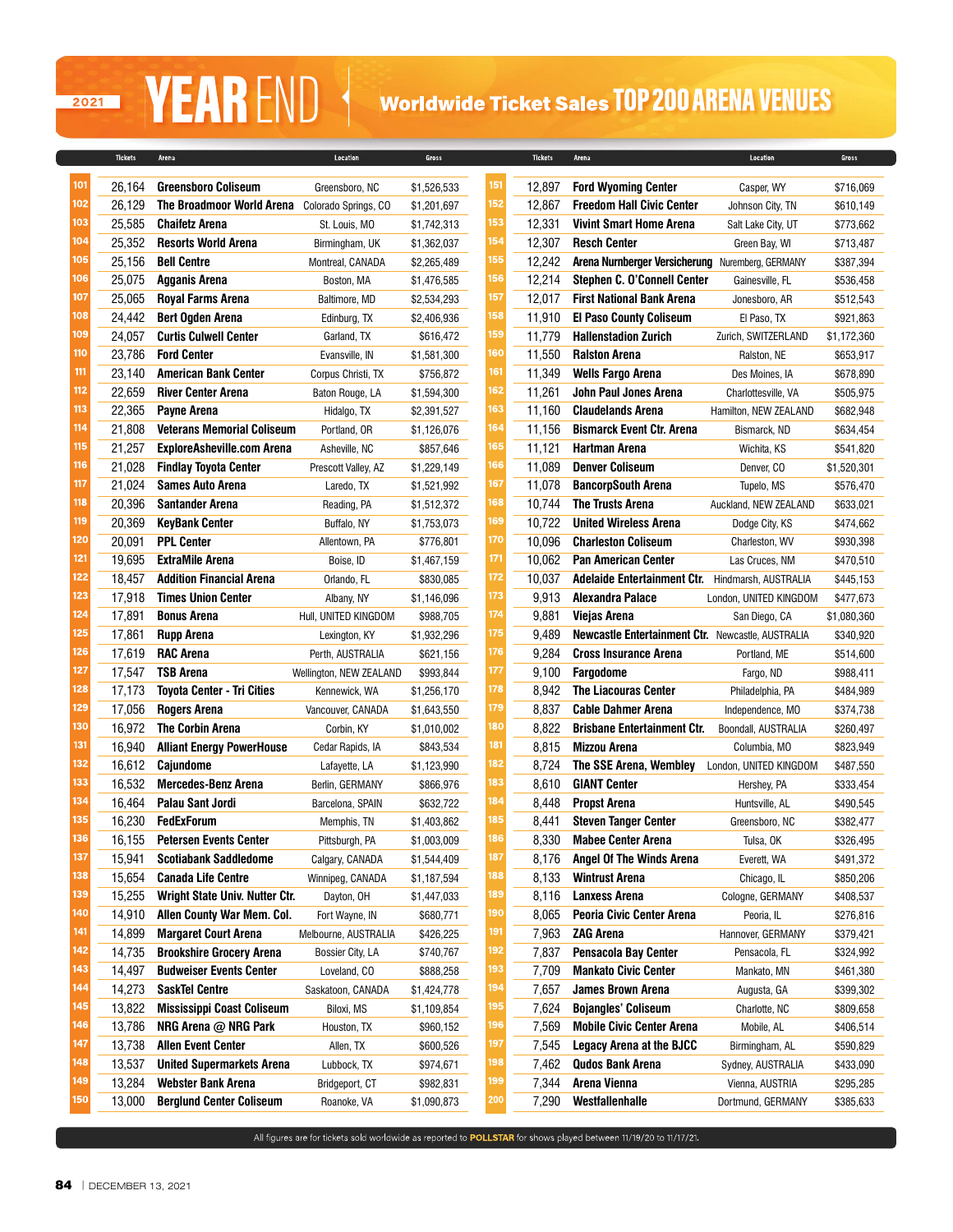# 2021 YEAR END | Worldwide Ticket Sales TOP 200 ARENA VENUES

| | Tickets | Arena | Location | Gross |
|---|---|---|---|---|
| 101 | 26,164 | Greensboro Coliseum | Greensboro, NC | $1,526,533 |
| 102 | 26,129 | The Broadmoor World Arena | Colorado Springs, CO | $1,201,697 |
| 103 | 25,585 | Chaifetz Arena | St. Louis, MO | $1,742,313 |
| 104 | 25,352 | Resorts World Arena | Birmingham, UK | $1,362,037 |
| 105 | 25,156 | Bell Centre | Montreal, CANADA | $2,265,489 |
| 106 | 25,075 | Agganis Arena | Boston, MA | $1,476,585 |
| 107 | 25,065 | Royal Farms Arena | Baltimore, MD | $2,534,293 |
| 108 | 24,442 | Bert Ogden Arena | Edinburg, TX | $2,406,936 |
| 109 | 24,057 | Curtis Culwell Center | Garland, TX | $616,472 |
| 110 | 23,786 | Ford Center | Evansville, IN | $1,581,300 |
| 111 | 23,140 | American Bank Center | Corpus Christi, TX | $756,872 |
| 112 | 22,659 | River Center Arena | Baton Rouge, LA | $1,594,300 |
| 113 | 22,365 | Payne Arena | Hidalgo, TX | $2,391,527 |
| 114 | 21,808 | Veterans Memorial Coliseum | Portland, OR | $1,126,076 |
| 115 | 21,257 | ExploreAsheville.com Arena | Asheville, NC | $857,646 |
| 116 | 21,028 | Findlay Toyota Center | Prescott Valley, AZ | $1,229,149 |
| 117 | 21,024 | Sames Auto Arena | Laredo, TX | $1,521,992 |
| 118 | 20,396 | Santander Arena | Reading, PA | $1,512,372 |
| 119 | 20,369 | KeyBank Center | Buffalo, NY | $1,753,073 |
| 120 | 20,091 | PPL Center | Allentown, PA | $776,801 |
| 121 | 19,695 | ExtraMile Arena | Boise, ID | $1,467,159 |
| 122 | 18,457 | Addition Financial Arena | Orlando, FL | $830,085 |
| 123 | 17,918 | Times Union Center | Albany, NY | $1,146,096 |
| 124 | 17,891 | Bonus Arena | Hull, UNITED KINGDOM | $988,705 |
| 125 | 17,861 | Rupp Arena | Lexington, KY | $1,932,296 |
| 126 | 17,619 | RAC Arena | Perth, AUSTRALIA | $621,156 |
| 127 | 17,547 | TSB Arena | Wellington, NEW ZEALAND | $993,844 |
| 128 | 17,173 | Toyota Center - Tri Cities | Kennewick, WA | $1,256,170 |
| 129 | 17,056 | Rogers Arena | Vancouver, CANADA | $1,643,550 |
| 130 | 16,972 | The Corbin Arena | Corbin, KY | $1,010,002 |
| 131 | 16,940 | Alliant Energy PowerHouse | Cedar Rapids, IA | $843,534 |
| 132 | 16,612 | Cajundome | Lafayette, LA | $1,123,990 |
| 133 | 16,532 | Mercedes-Benz Arena | Berlin, GERMANY | $866,976 |
| 134 | 16,464 | Palau Sant Jordi | Barcelona, SPAIN | $632,722 |
| 135 | 16,230 | FedExForum | Memphis, TN | $1,403,862 |
| 136 | 16,155 | Petersen Events Center | Pittsburgh, PA | $1,003,009 |
| 137 | 15,941 | Scotiabank Saddledome | Calgary, CANADA | $1,544,409 |
| 138 | 15,654 | Canada Life Centre | Winnipeg, CANADA | $1,187,594 |
| 139 | 15,255 | Wright State Univ. Nutter Ctr. | Dayton, OH | $1,447,033 |
| 140 | 14,910 | Allen County War Mem. Col. | Fort Wayne, IN | $680,771 |
| 141 | 14,899 | Margaret Court Arena | Melbourne, AUSTRALIA | $426,225 |
| 142 | 14,735 | Brookshire Grocery Arena | Bossier City, LA | $740,767 |
| 143 | 14,497 | Budweiser Events Center | Loveland, CO | $888,258 |
| 144 | 14,273 | SaskTel Centre | Saskatoon, CANADA | $1,424,778 |
| 145 | 13,822 | Mississippi Coast Coliseum | Biloxi, MS | $1,109,854 |
| 146 | 13,786 | NRG Arena @ NRG Park | Houston, TX | $960,152 |
| 147 | 13,738 | Allen Event Center | Allen, TX | $600,526 |
| 148 | 13,537 | United Supermarkets Arena | Lubbock, TX | $974,671 |
| 149 | 13,284 | Webster Bank Arena | Bridgeport, CT | $982,831 |
| 150 | 13,000 | Berglund Center Coliseum | Roanoke, VA | $1,090,873 |
| 151 | 12,897 | Ford Wyoming Center | Casper, WY | $716,069 |
| 152 | 12,867 | Freedom Hall Civic Center | Johnson City, TN | $610,149 |
| 153 | 12,331 | Vivint Smart Home Arena | Salt Lake City, UT | $773,662 |
| 154 | 12,307 | Resch Center | Green Bay, WI | $713,487 |
| 155 | 12,242 | Arena Nurnberger Versicherung | Nuremberg, GERMANY | $387,394 |
| 156 | 12,214 | Stephen C. O'Connell Center | Gainesville, FL | $536,458 |
| 157 | 12,017 | First National Bank Arena | Jonesboro, AR | $512,543 |
| 158 | 11,910 | El Paso County Coliseum | El Paso, TX | $921,863 |
| 159 | 11,779 | Hallenstadion Zurich | Zurich, SWITZERLAND | $1,172,360 |
| 160 | 11,550 | Ralston Arena | Ralston, NE | $653,917 |
| 161 | 11,349 | Wells Fargo Arena | Des Moines, IA | $678,890 |
| 162 | 11,261 | John Paul Jones Arena | Charlottesville, VA | $505,975 |
| 163 | 11,160 | Claudelands Arena | Hamilton, NEW ZEALAND | $682,948 |
| 164 | 11,156 | Bismarck Event Ctr. Arena | Bismarck, ND | $634,454 |
| 165 | 11,121 | Hartman Arena | Wichita, KS | $541,820 |
| 166 | 11,089 | Denver Coliseum | Denver, CO | $1,520,301 |
| 167 | 11,078 | BancorpSouth Arena | Tupelo, MS | $576,470 |
| 168 | 10,744 | The Trusts Arena | Auckland, NEW ZEALAND | $633,021 |
| 169 | 10,722 | United Wireless Arena | Dodge City, KS | $474,662 |
| 170 | 10,096 | Charleston Coliseum | Charleston, WV | $930,398 |
| 171 | 10,062 | Pan American Center | Las Cruces, NM | $470,510 |
| 172 | 10,037 | Adelaide Entertainment Ctr. | Hindmarsh, AUSTRALIA | $445,153 |
| 173 | 9,913 | Alexandra Palace | London, UNITED KINGDOM | $477,673 |
| 174 | 9,881 | Viejas Arena | San Diego, CA | $1,080,360 |
| 175 | 9,489 | Newcastle Entertainment Ctr. | Newcastle, AUSTRALIA | $340,920 |
| 176 | 9,284 | Cross Insurance Arena | Portland, ME | $514,600 |
| 177 | 9,100 | Fargodome | Fargo, ND | $988,411 |
| 178 | 8,942 | The Liacouras Center | Philadelphia, PA | $484,989 |
| 179 | 8,837 | Cable Dahmer Arena | Independence, MO | $374,738 |
| 180 | 8,822 | Brisbane Entertainment Ctr. | Boondall, AUSTRALIA | $260,497 |
| 181 | 8,815 | Mizzou Arena | Columbia, MO | $823,949 |
| 182 | 8,724 | The SSE Arena, Wembley | London, UNITED KINGDOM | $487,550 |
| 183 | 8,610 | GIANT Center | Hershey, PA | $333,454 |
| 184 | 8,448 | Propst Arena | Huntsville, AL | $490,545 |
| 185 | 8,441 | Steven Tanger Center | Greensboro, NC | $382,477 |
| 186 | 8,330 | Mabee Center Arena | Tulsa, OK | $326,495 |
| 187 | 8,176 | Angel Of The Winds Arena | Everett, WA | $491,372 |
| 188 | 8,133 | Wintrust Arena | Chicago, IL | $850,206 |
| 189 | 8,116 | Lanxess Arena | Cologne, GERMANY | $408,537 |
| 190 | 8,065 | Peoria Civic Center Arena | Peoria, IL | $276,816 |
| 191 | 7,963 | ZAG Arena | Hannover, GERMANY | $379,421 |
| 192 | 7,837 | Pensacola Bay Center | Pensacola, FL | $324,992 |
| 193 | 7,709 | Mankato Civic Center | Mankato, MN | $461,380 |
| 194 | 7,657 | James Brown Arena | Augusta, GA | $399,302 |
| 195 | 7,624 | Bojangles' Coliseum | Charlotte, NC | $809,658 |
| 196 | 7,569 | Mobile Civic Center Arena | Mobile, AL | $406,514 |
| 197 | 7,545 | Legacy Arena at the BJCC | Birmingham, AL | $590,829 |
| 198 | 7,462 | Qudos Bank Arena | Sydney, AUSTRALIA | $433,090 |
| 199 | 7,344 | Arena Vienna | Vienna, AUSTRIA | $295,285 |
| 200 | 7,290 | Westfallenhalle | Dortmund, GERMANY | $385,633 |

All figures are for tickets sold worldwide as reported to POLLSTAR for shows played between 11/19/20 to 11/17/21.